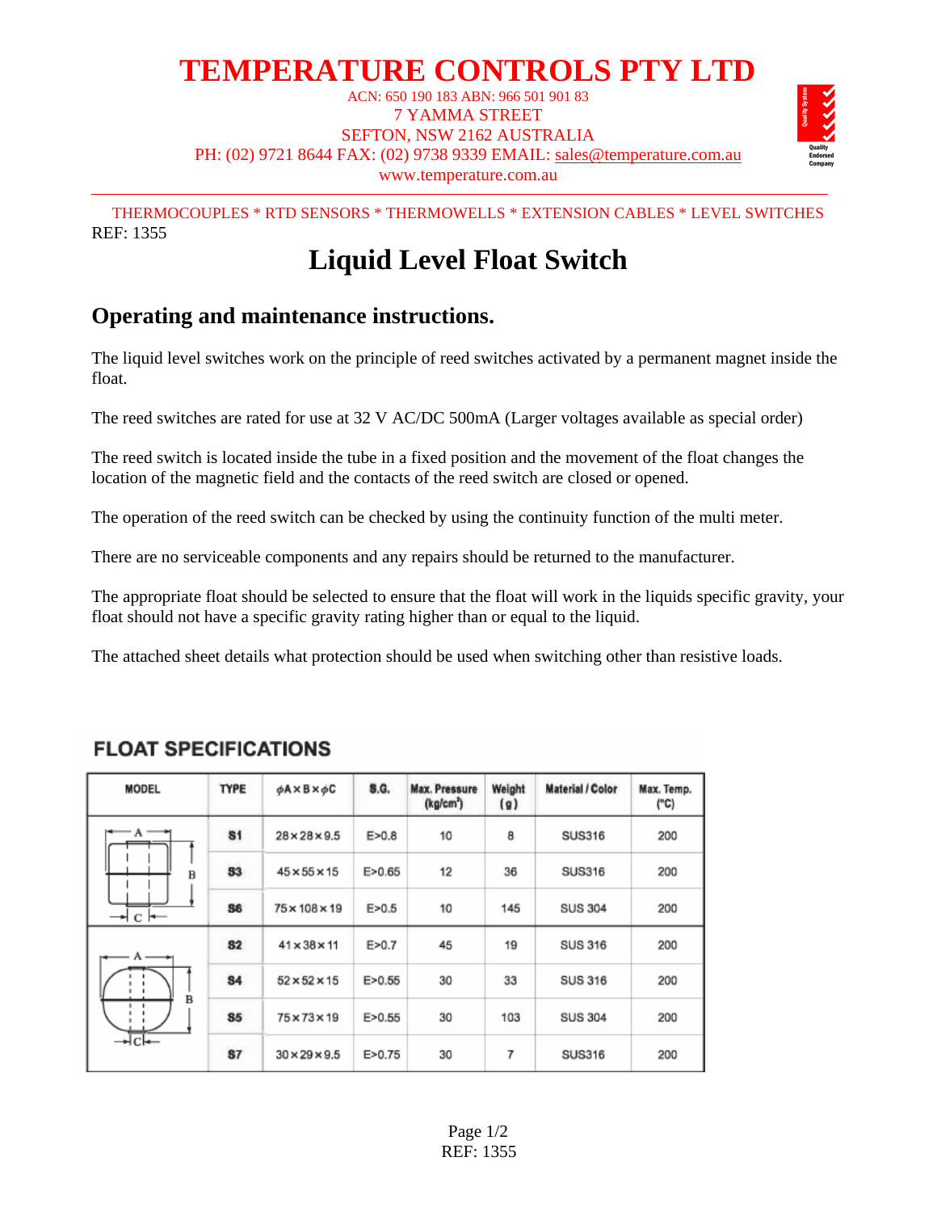# TEMPERATURE CONTROLS PTY LTD

ACN: 650 190 183 ABN: 966 501 901 83
7 YAMMA STREET
SEFTON, NSW 2162 AUSTRALIA
PH: (02) 9721 8644 FAX: (02) 9738 9339 EMAIL: sales@temperature.com.au
www.temperature.com.au

THERMOCOUPLES * RTD SENSORS * THERMOWELLS * EXTENSION CABLES * LEVEL SWITCHES

REF: 1355

# Liquid Level Float Switch

## Operating and maintenance instructions.

The liquid level switches work on the principle of reed switches activated by a permanent magnet inside the float.

The reed switches are rated for use at 32 V AC/DC 500mA (Larger voltages available as special order)

The reed switch is located inside the tube in a fixed position and the movement of the float changes the location of the magnetic field and the contacts of the reed switch are closed or opened.

The operation of the reed switch can be checked by using the continuity function of the multi meter.

There are no serviceable components and any repairs should be returned to the manufacturer.

The appropriate float should be selected to ensure that the float will work in the liquids specific gravity, your float should not have a specific gravity rating higher than or equal to the liquid.

The attached sheet details what protection should be used when switching other than resistive loads.

### FLOAT SPECIFICATIONS

| MODEL | TYPE | $\phi A \times B \times \phi C$ | S.G. | Max. Pressure (kg/cm²) | Weight (g) | Material / Color | Max. Temp. (°C) |
|---|---|---|---|---|---|---|---|
| Cylindrical | S1 | 28×28×9.5 | E>0.8 | 10 | 8 | SUS316 | 200 |
| | S3 | 45×55×15 | E>0.65 | 12 | 36 | SUS316 | 200 |
| | S6 | 75×108×19 | E>0.5 | 10 | 145 | SUS 304 | 200 |
| Spherical | S2 | 41×38×11 | E>0.7 | 45 | 19 | SUS 316 | 200 |
| | S4 | 52×52×15 | E>0.55 | 30 | 33 | SUS 316 | 200 |
| | S5 | 75×73×19 | E>0.55 | 30 | 103 | SUS 304 | 200 |
| | S7 | 30×29×9.5 | E>0.75 | 30 | 7 | SUS316 | 200 |

REF: 1355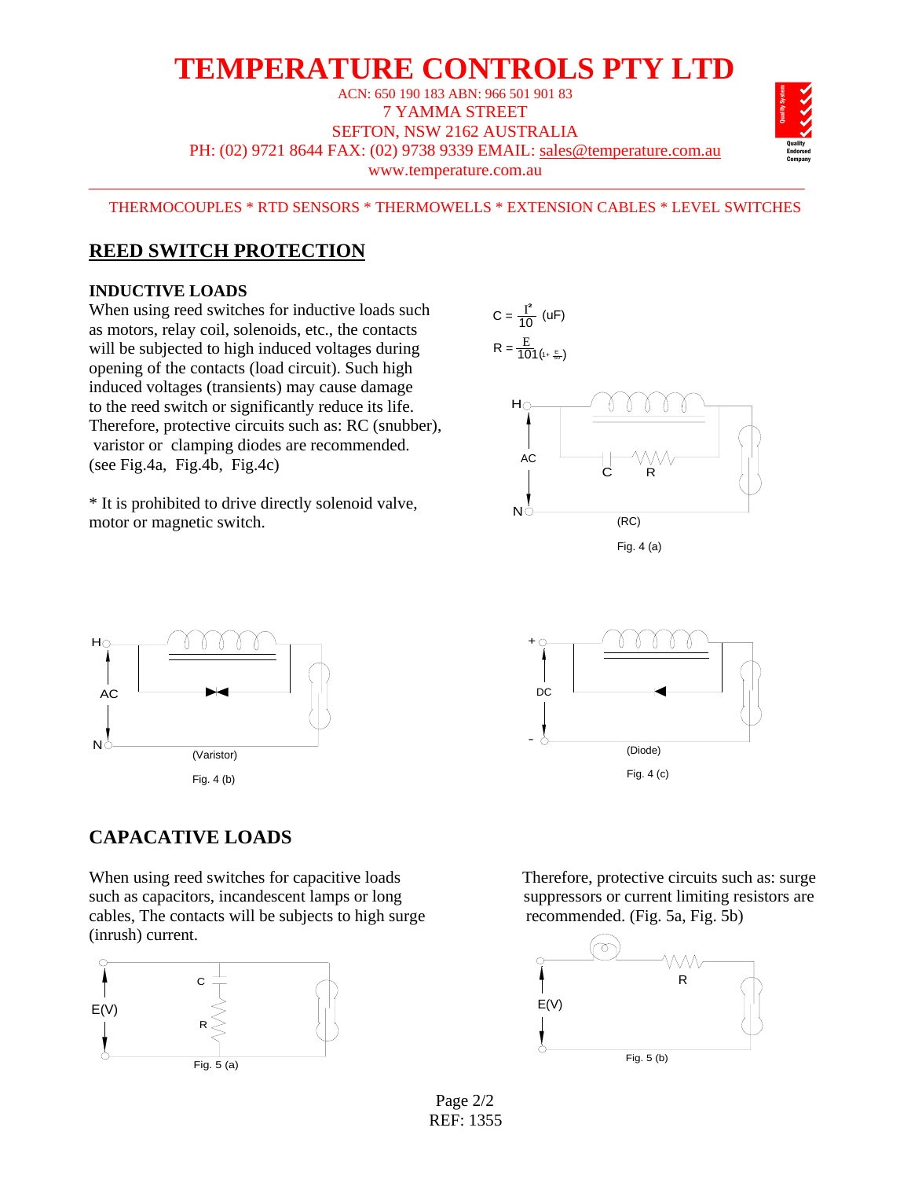# TEMPERATURE CONTROLS PTY LTD

ACN: 650 190 183 ABN: 966 501 901 83
7 YAMMA STREET
SEFTON, NSW 2162 AUSTRALIA
PH: (02) 9721 8644 FAX: (02) 9738 9339 EMAIL: sales@temperature.com.au
www.temperature.com.au

THERMOCOUPLES * RTD SENSORS * THERMOWELLS * EXTENSION CABLES * LEVEL SWITCHES

## REED SWITCH PROTECTION

### INDUCTIVE LOADS

When using reed switches for inductive loads such as motors, relay coil, solenoids, etc., the contacts will be subjected to high induced voltages during opening of the contacts (load circuit). Such high induced voltages (transients) may cause damage to the reed switch or significantly reduce its life. Therefore, protective circuits such as: RC (snubber), varistor or clamping diodes are recommended. (see Fig.4a, Fig.4b, Fig.4c)

* It is prohibited to drive directly solenoid valve, motor or magnetic switch.

$$C = \frac{I^2}{10} \text{ (uF)}$$

$$R = \frac{E}{101\left(1+\frac{E}{50}\right)}$$

H
AC
N
C
R
(RC)

Fig. 4 (a)

H
AC
N
(Varistor)

Fig. 4 (b)

+
DC
-
(Diode)

Fig. 4 (c)

## CAPACATIVE LOADS

When using reed switches for capacitive loads such as capacitors, incandescent lamps or long cables, The contacts will be subjects to high surge (inrush) current.

Therefore, protective circuits such as: surge suppressors or current limiting resistors are recommended. (Fig. 5a, Fig. 5b)

E(V)
C
R

Fig. 5 (a)

E(V)
R

Fig. 5 (b)

REF: 1355